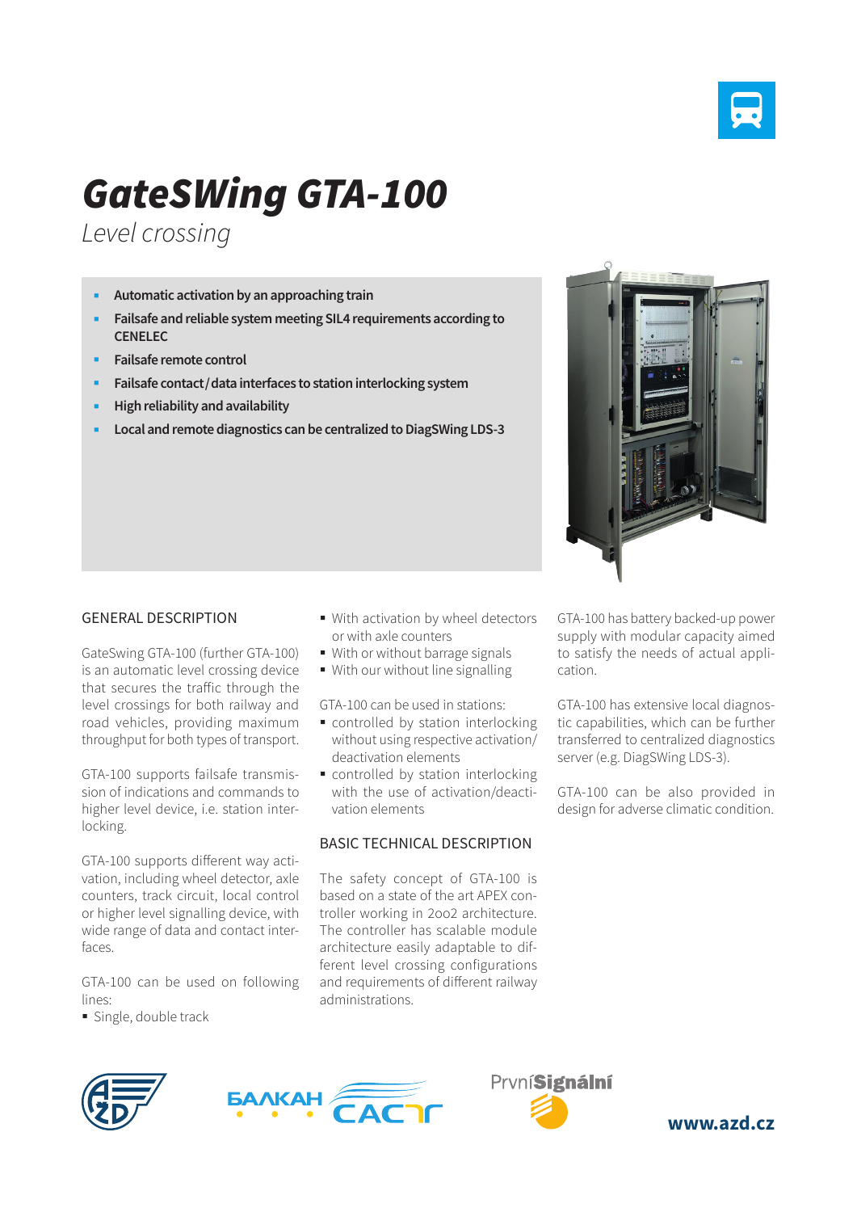# GateSWing GTA-100

*Level crossing*

- **Automatic activation by an approaching train**
- **Failsafe and reliable system meeting SIL4 requirements according to CENELEC**
- **Failsafe remote control**
- **Failsafe contact / data interfaces to station interlocking system**
- **High reliability and availability**
- **Local and remote diagnostics can be centralized to DiagSWing LDS-3**

## GENERAL DESCRIPTION

GateSwing GTA-100 (further GTA-100) is an automatic level crossing device that secures the traffic through the level crossings for both railway and road vehicles, providing maximum throughput for both types of transport.

GTA-100 supports failsafe transmission of indications and commands to higher level device, i.e. station interlocking.

GTA-100 supports different way activation, including wheel detector, axle counters, track circuit, local control or higher level signalling device, with wide range of data and contact interfaces.

GTA-100 can be used on following lines:

- Single, double track
- With activation by wheel detectors or with axle counters
- With or without barrage signals
- With our without line signalling

GTA-100 can be used in stations:

- controlled by station interlocking without using respective activation/deactivation elements
- controlled by station interlocking with the use of activation/deactivation elements

## BASIC TECHNICAL DESCRIPTION

The safety concept of GTA-100 is based on a state of the art APEX controller working in 2oo2 architecture. The controller has scalable module architecture easily adaptable to different level crossing configurations and requirements of different railway administrations.

GTA-100 has battery backed-up power supply with modular capacity aimed to satisfy the needs of actual application.

GTA-100 has extensive local diagnostic capabilities, which can be further transferred to centralized diagnostics server (e.g. DiagSWing LDS-3).

GTA-100 can be also provided in design for adverse climatic condition.

БАЛКАН САСТ

PrvníSignální

**www.azd.cz**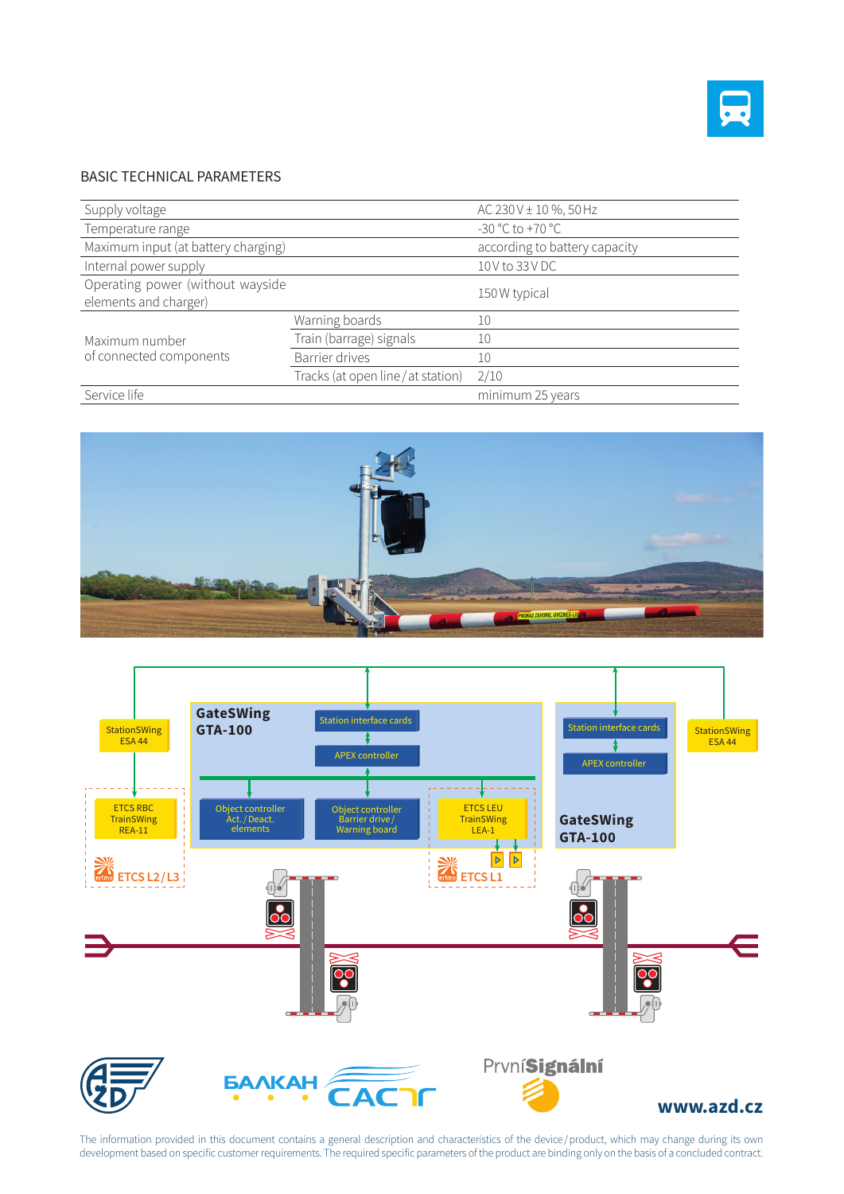## BASIC TECHNICAL PARAMETERS

| | | |
|---|---|---|
| Supply voltage | | AC 230 V ± 10 %, 50 Hz |
| Temperature range | | -30 °C to +70 °C |
| Maximum input (at battery charging) | | according to battery capacity |
| Internal power supply | | 10 V to 33 V DC |
| Operating power (without wayside elements and charger) | | 150 W typical |
| Maximum number of connected components | Warning boards | 10 |
| | Train (barrage) signals | 10 |
| | Barrier drives | 10 |
| | Tracks (at open line / at station) | 2/10 |
| Service life | | minimum 25 years |

StationSWing
ESA 44

GateSWing
GTA-100

Station interface cards

APEX controller

Station interface cards

APEX controller

StationSWing
ESA 44

ETCS RBC
TrainSWing
REA-11

Object controller
Act. / Deact.
elements

Object controller
Barrier drive /
Warning board

ETCS LEU
TrainSWing
LEA-1

GateSWing
GTA-100

ETCS L2 / L3

ETCS L1

PrvníSignální

www.azd.cz

The information provided in this document contains a general description and characteristics of the device / product, which may change during its own development based on specific customer requirements. The required specific parameters of the product are binding only on the basis of a concluded contract.